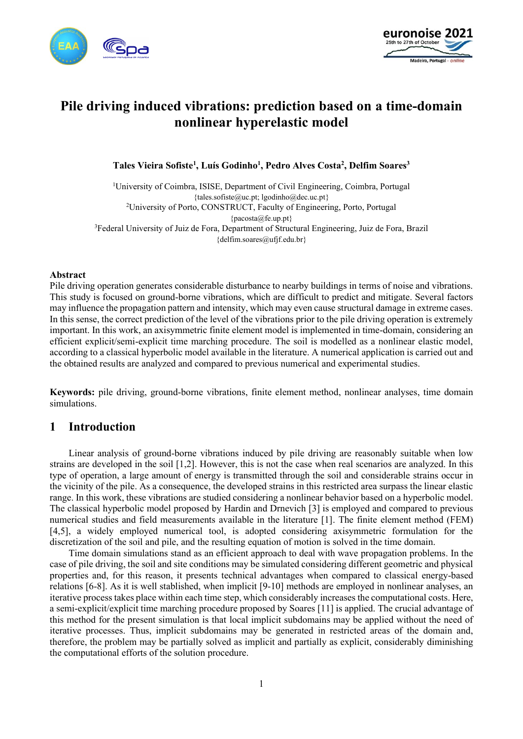# Pile driving induced vibrations: prediction based on a time-domain nonlinear hyperelastic model

**Tales Vieira Sofiste[1], Luís Godinho[1], Pedro Alves Costa[2], Delfim Soares[3]**

[1]University of Coimbra, ISISE, Department of Civil Engineering, Coimbra, Portugal
{tales.sofiste@uc.pt; lgodinho@dec.uc.pt}
[2]University of Porto, CONSTRUCT, Faculty of Engineering, Porto, Portugal
{pacosta@fe.up.pt}
[3]Federal University of Juiz de Fora, Department of Structural Engineering, Juiz de Fora, Brazil
{delfim.soares@ufjf.edu.br}

### Abstract

Pile driving operation generates considerable disturbance to nearby buildings in terms of noise and vibrations. This study is focused on ground-borne vibrations, which are difficult to predict and mitigate. Several factors may influence the propagation pattern and intensity, which may even cause structural damage in extreme cases. In this sense, the correct prediction of the level of the vibrations prior to the pile driving operation is extremely important. In this work, an axisymmetric finite element model is implemented in time-domain, considering an efficient explicit/semi-explicit time marching procedure. The soil is modelled as a nonlinear elastic model, according to a classical hyperbolic model available in the literature. A numerical application is carried out and the obtained results are analyzed and compared to previous numerical and experimental studies.

**Keywords:** pile driving, ground-borne vibrations, finite element method, nonlinear analyses, time domain simulations.

## 1 Introduction

Linear analysis of ground-borne vibrations induced by pile driving are reasonably suitable when low strains are developed in the soil [1,2]. However, this is not the case when real scenarios are analyzed. In this type of operation, a large amount of energy is transmitted through the soil and considerable strains occur in the vicinity of the pile. As a consequence, the developed strains in this restricted area surpass the linear elastic range. In this work, these vibrations are studied considering a nonlinear behavior based on a hyperbolic model. The classical hyperbolic model proposed by Hardin and Drnevich [3] is employed and compared to previous numerical studies and field measurements available in the literature [1]. The finite element method (FEM) [4,5], a widely employed numerical tool, is adopted considering axisymmetric formulation for the discretization of the soil and pile, and the resulting equation of motion is solved in the time domain.

Time domain simulations stand as an efficient approach to deal with wave propagation problems. In the case of pile driving, the soil and site conditions may be simulated considering different geometric and physical properties and, for this reason, it presents technical advantages when compared to classical energy-based relations [6-8]. As it is well stablished, when implicit [9-10] methods are employed in nonlinear analyses, an iterative process takes place within each time step, which considerably increases the computational costs. Here, a semi-explicit/explicit time marching procedure proposed by Soares [11] is applied. The crucial advantage of this method for the present simulation is that local implicit subdomains may be applied without the need of iterative processes. Thus, implicit subdomains may be generated in restricted areas of the domain and, therefore, the problem may be partially solved as implicit and partially as explicit, considerably diminishing the computational efforts of the solution procedure.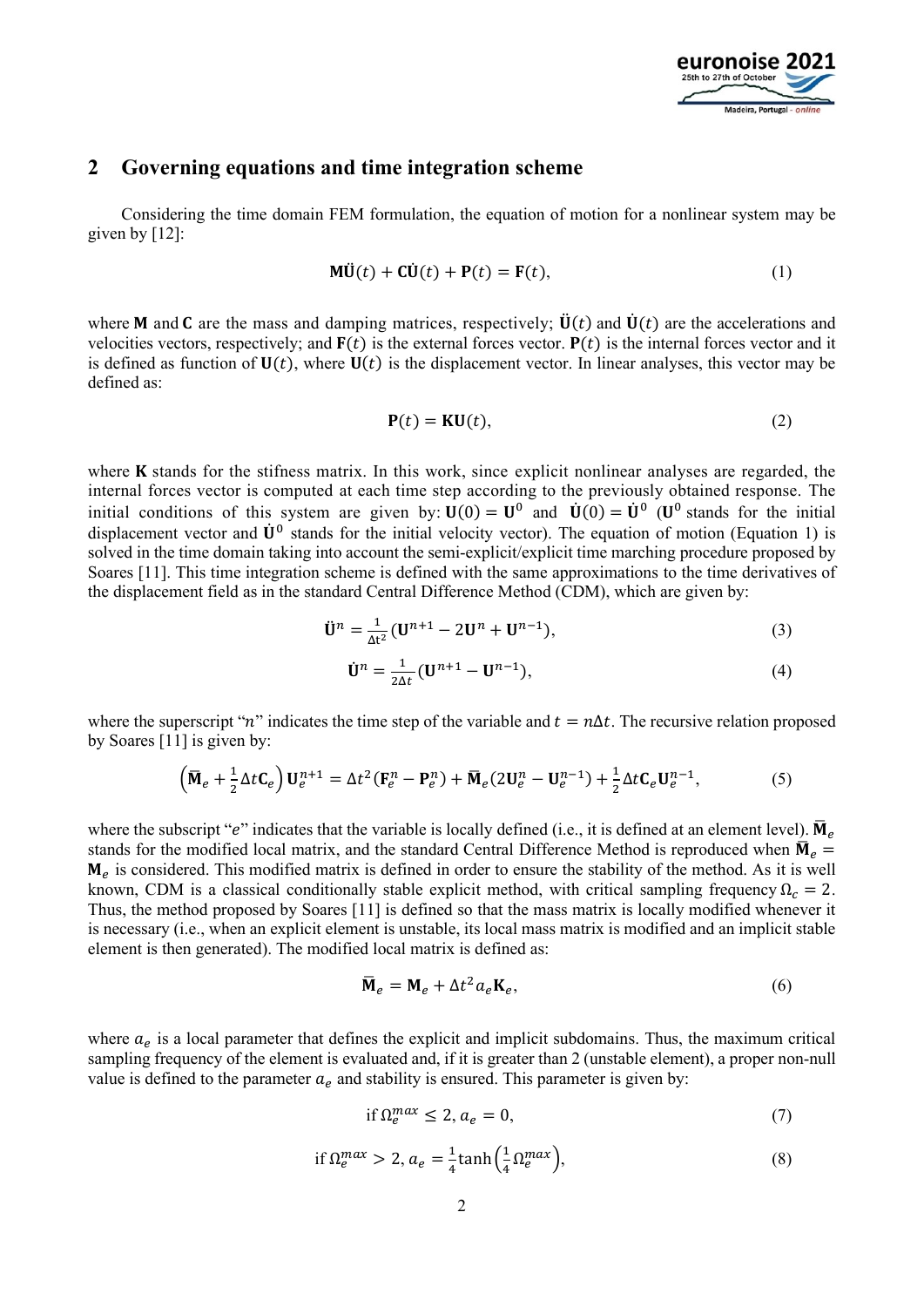## 2 Governing equations and time integration scheme

Considering the time domain FEM formulation, the equation of motion for a nonlinear system may be given by [12]:

$$\mathbf{M}\ddot{\mathbf{U}}(t) + \mathbf{C}\dot{\mathbf{U}}(t) + \mathbf{P}(t) = \mathbf{F}(t), \tag{1}$$

where $\mathbf{M}$ and $\mathbf{C}$ are the mass and damping matrices, respectively; $\ddot{\mathbf{U}}(t)$ and $\dot{\mathbf{U}}(t)$ are the accelerations and velocities vectors, respectively; and $\mathbf{F}(t)$ is the external forces vector. $\mathbf{P}(t)$ is the internal forces vector and it is defined as function of $\mathbf{U}(t)$, where $\mathbf{U}(t)$ is the displacement vector. In linear analyses, this vector may be defined as:

$$\mathbf{P}(t) = \mathbf{K}\mathbf{U}(t), \tag{2}$$

where $\mathbf{K}$ stands for the stifness matrix. In this work, since explicit nonlinear analyses are regarded, the internal forces vector is computed at each time step according to the previously obtained response. The initial conditions of this system are given by: $\mathbf{U}(0) = \mathbf{U}^0$ and $\dot{\mathbf{U}}(0) = \dot{\mathbf{U}}^0$ ($\mathbf{U}^0$ stands for the initial displacement vector and $\dot{\mathbf{U}}^0$ stands for the initial velocity vector). The equation of motion (Equation 1) is solved in the time domain taking into account the semi-explicit/explicit time marching procedure proposed by Soares [11]. This time integration scheme is defined with the same approximations to the time derivatives of the displacement field as in the standard Central Difference Method (CDM), which are given by:

$$\ddot{\mathbf{U}}^n = \frac{1}{\Delta t^2}(\mathbf{U}^{n+1} - 2\mathbf{U}^n + \mathbf{U}^{n-1}), \tag{3}$$

$$\dot{\mathbf{U}}^n = \frac{1}{2\Delta t}(\mathbf{U}^{n+1} - \mathbf{U}^{n-1}), \tag{4}$$

where the superscript "$n$" indicates the time step of the variable and $t = n\Delta t$. The recursive relation proposed by Soares [11] is given by:

$$\left(\bar{\mathbf{M}}_e + \tfrac{1}{2}\Delta t\mathbf{C}_e\right)\mathbf{U}_e^{n+1} = \Delta t^2(\mathbf{F}_e^n - \mathbf{P}_e^n) + \bar{\mathbf{M}}_e(2\mathbf{U}_e^n - \mathbf{U}_e^{n-1}) + \tfrac{1}{2}\Delta t\mathbf{C}_e\mathbf{U}_e^{n-1}, \tag{5}$$

where the subscript "$e$" indicates that the variable is locally defined (i.e., it is defined at an element level). $\bar{\mathbf{M}}_e$ stands for the modified local matrix, and the standard Central Difference Method is reproduced when $\bar{\mathbf{M}}_e = \mathbf{M}_e$ is considered. This modified matrix is defined in order to ensure the stability of the method. As it is well known, CDM is a classical conditionally stable explicit method, with critical sampling frequency $\Omega_c = 2$. Thus, the method proposed by Soares [11] is defined so that the mass matrix is locally modified whenever it is necessary (i.e., when an explicit element is unstable, its local mass matrix is modified and an implicit stable element is then generated). The modified local matrix is defined as:

$$\bar{\mathbf{M}}_e = \mathbf{M}_e + \Delta t^2 a_e \mathbf{K}_e, \tag{6}$$

where $a_e$ is a local parameter that defines the explicit and implicit subdomains. Thus, the maximum critical sampling frequency of the element is evaluated and, if it is greater than 2 (unstable element), a proper non-null value is defined to the parameter $a_e$ and stability is ensured. This parameter is given by:

$$\text{if } \Omega_e^{max} \leq 2,\ a_e = 0, \tag{7}$$

$$\text{if } \Omega_e^{max} > 2,\ a_e = \frac{1}{4}\tanh\left(\frac{1}{4}\Omega_e^{max}\right), \tag{8}$$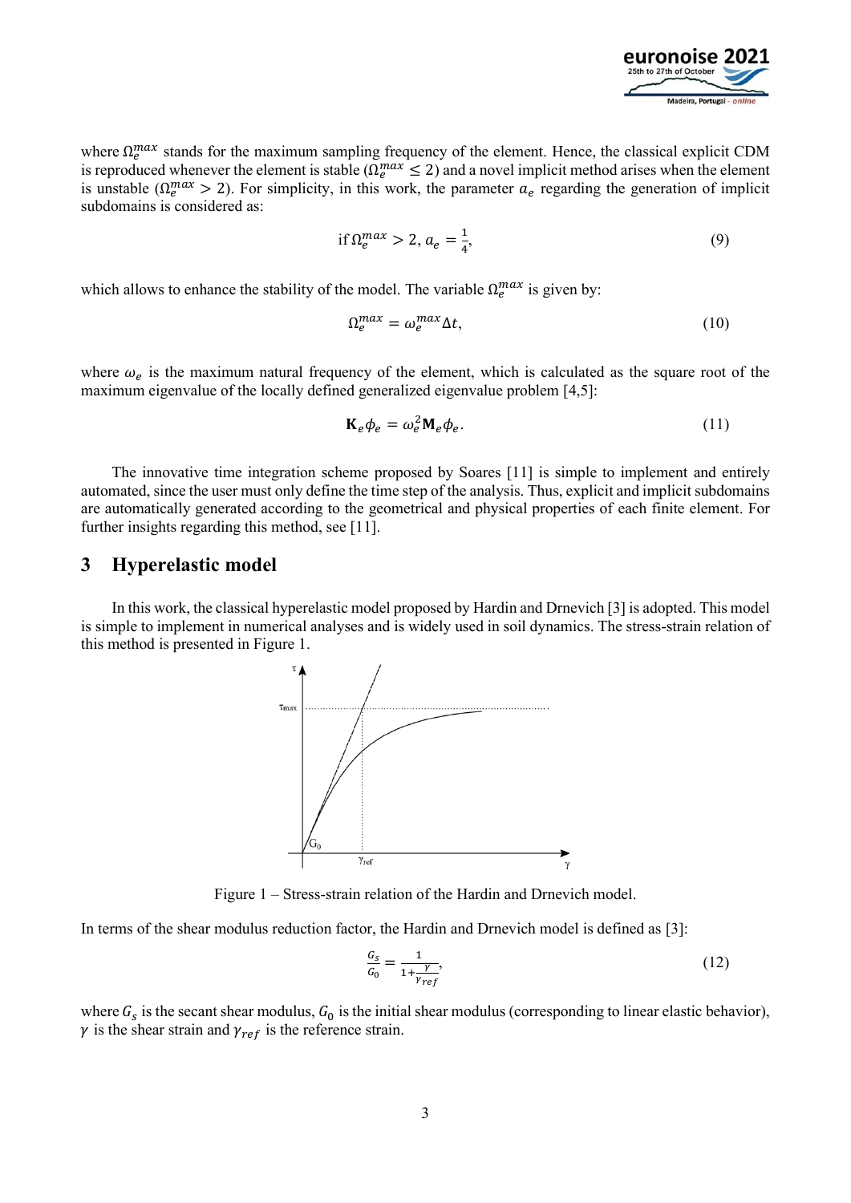where $\Omega_e^{max}$ stands for the maximum sampling frequency of the element. Hence, the classical explicit CDM is reproduced whenever the element is stable ($\Omega_e^{max} \leq 2$) and a novel implicit method arises when the element is unstable ($\Omega_e^{max} > 2$). For simplicity, in this work, the parameter $a_e$ regarding the generation of implicit subdomains is considered as:

$$\text{if } \Omega_e^{max} > 2,\ a_e = \frac{1}{4}, \tag{9}$$

which allows to enhance the stability of the model. The variable $\Omega_e^{max}$ is given by:

$$\Omega_e^{max} = \omega_e^{max} \Delta t, \tag{10}$$

where $\omega_e$ is the maximum natural frequency of the element, which is calculated as the square root of the maximum eigenvalue of the locally defined generalized eigenvalue problem [4,5]:

$$\mathbf{K}_e \phi_e = \omega_e^2 \mathbf{M}_e \phi_e. \tag{11}$$

The innovative time integration scheme proposed by Soares [11] is simple to implement and entirely automated, since the user must only define the time step of the analysis. Thus, explicit and implicit subdomains are automatically generated according to the geometrical and physical properties of each finite element. For further insights regarding this method, see [11].

## 3 Hyperelastic model

In this work, the classical hyperelastic model proposed by Hardin and Drnevich [3] is adopted. This model is simple to implement in numerical analyses and is widely used in soil dynamics. The stress-strain relation of this method is presented in Figure 1.

Figure 1 – Stress-strain relation of the Hardin and Drnevich model.

In terms of the shear modulus reduction factor, the Hardin and Drnevich model is defined as [3]:

$$\frac{G_s}{G_0} = \frac{1}{1 + \frac{\gamma}{\gamma_{ref}}}, \tag{12}$$

where $G_s$ is the secant shear modulus, $G_0$ is the initial shear modulus (corresponding to linear elastic behavior), $\gamma$ is the shear strain and $\gamma_{ref}$ is the reference strain.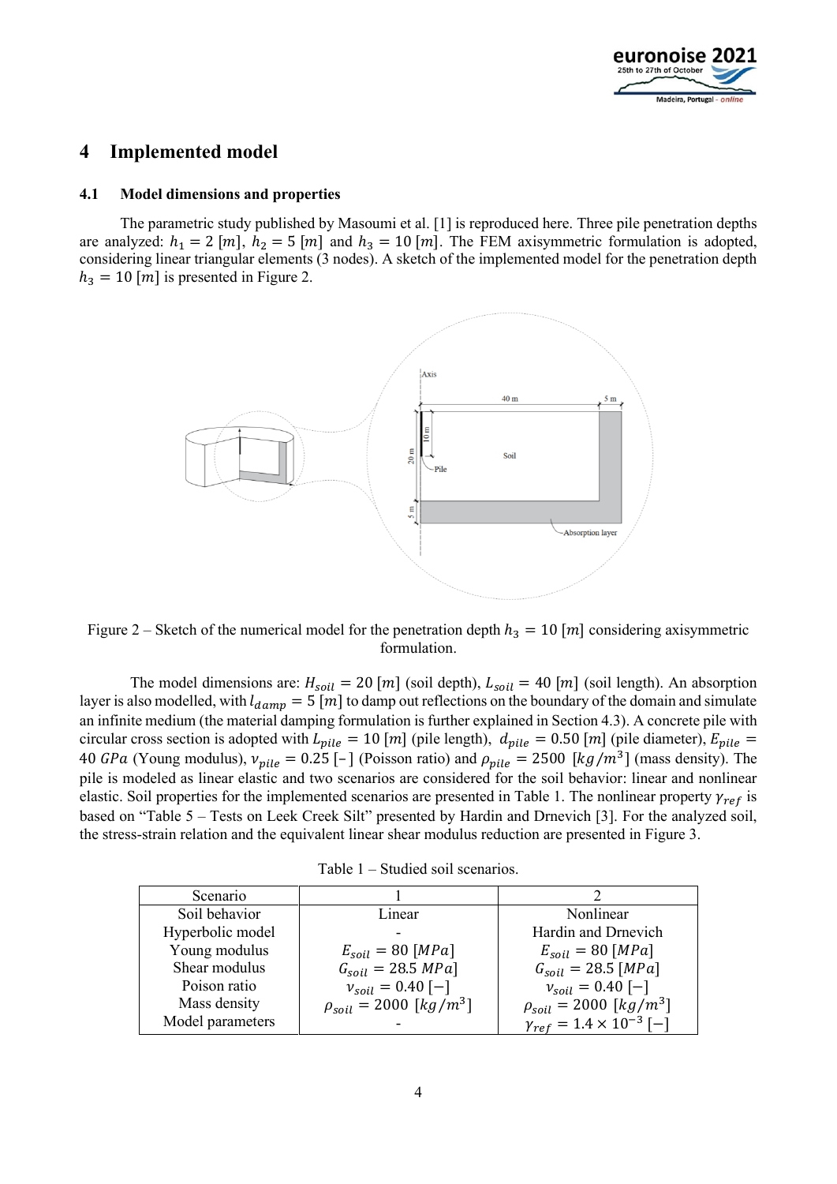## 4 Implemented model

### 4.1 Model dimensions and properties

The parametric study published by Masoumi et al. [1] is reproduced here. Three pile penetration depths are analyzed: $h_1 = 2\ [m]$, $h_2 = 5\ [m]$ and $h_3 = 10\ [m]$. The FEM axisymmetric formulation is adopted, considering linear triangular elements (3 nodes). A sketch of the implemented model for the penetration depth $h_3 = 10\ [m]$ is presented in Figure 2.

Figure 2 – Sketch of the numerical model for the penetration depth $h_3 = 10\ [m]$ considering axisymmetric formulation.

The model dimensions are: $H_{soil} = 20\ [m]$ (soil depth), $L_{soil} = 40\ [m]$ (soil length). An absorption layer is also modelled, with $l_{damp} = 5\ [m]$ to damp out reflections on the boundary of the domain and simulate an infinite medium (the material damping formulation is further explained in Section 4.3). A concrete pile with circular cross section is adopted with $L_{pile} = 10\ [m]$ (pile length), $d_{pile} = 0.50\ [m]$ (pile diameter), $E_{pile} = 40\ GPa$ (Young modulus), $\nu_{pile} = 0.25\ [-]$ (Poisson ratio) and $\rho_{pile} = 2500\ [kg/m^3]$ (mass density). The pile is modeled as linear elastic and two scenarios are considered for the soil behavior: linear and nonlinear elastic. Soil properties for the implemented scenarios are presented in Table 1. The nonlinear property $\gamma_{ref}$ is based on "Table 5 – Tests on Leek Creek Silt" presented by Hardin and Drnevich [3]. For the analyzed soil, the stress-strain relation and the equivalent linear shear modulus reduction are presented in Figure 3.

Table 1 – Studied soil scenarios.

| Scenario | 1 | 2 |
|---|---|---|
| Soil behavior | Linear | Nonlinear |
| Hyperbolic model | - | Hardin and Drnevich |
| Young modulus | $E_{soil} = 80\ [MPa]$ | $E_{soil} = 80\ [MPa]$ |
| Shear modulus | $G_{soil} = 28.5\ MPa]$ | $G_{soil} = 28.5\ [MPa]$ |
| Poison ratio | $\nu_{soil} = 0.40\ [-]$ | $\nu_{soil} = 0.40\ [-]$ |
| Mass density | $\rho_{soil} = 2000\ [kg/m^3]$ | $\rho_{soil} = 2000\ [kg/m^3]$ |
| Model parameters | - | $\gamma_{ref} = 1.4 \times 10^{-3}\ [-]$ |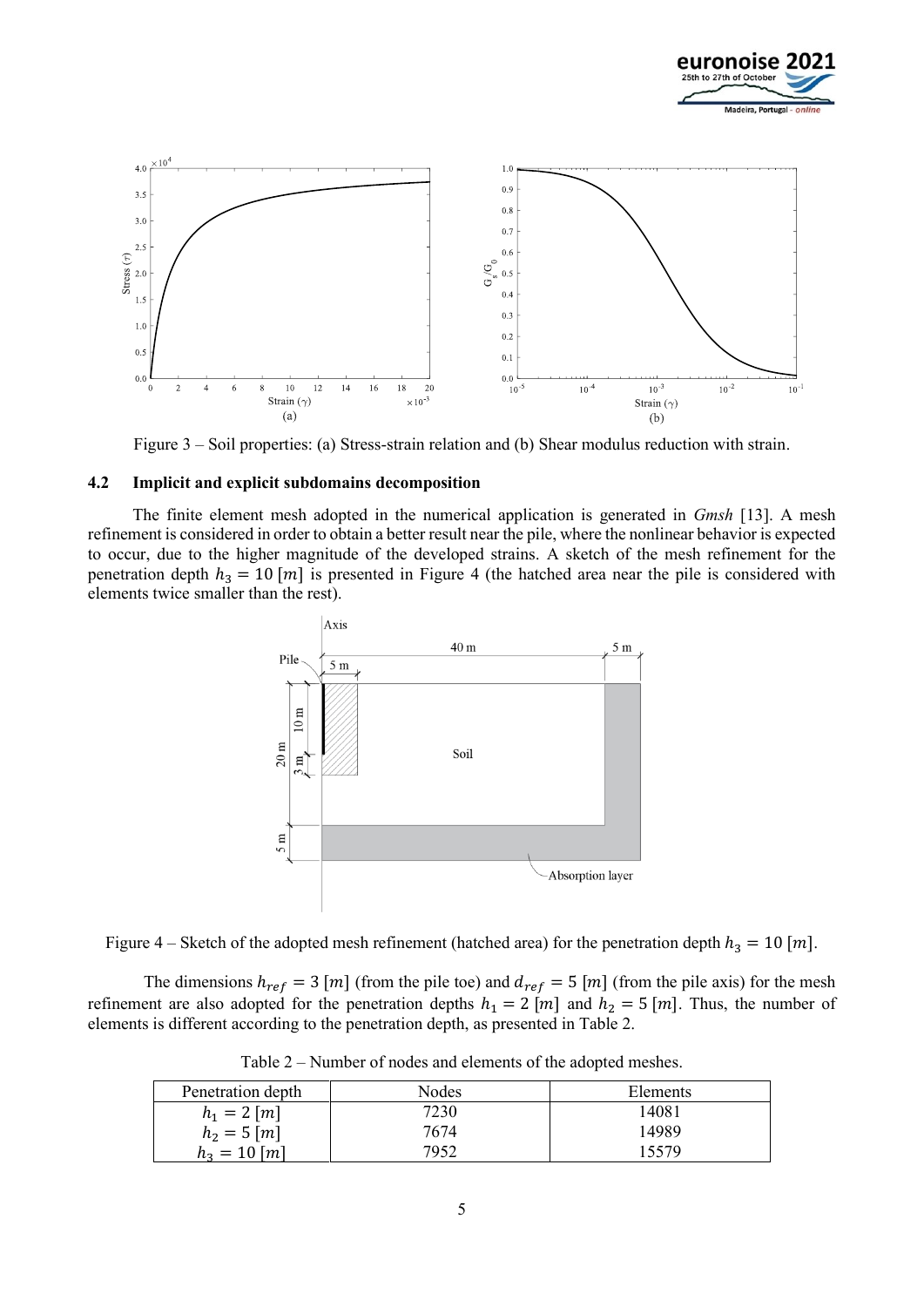Figure 3 – Soil properties: (a) Stress-strain relation and (b) Shear modulus reduction with strain.

### 4.2 Implicit and explicit subdomains decomposition

The finite element mesh adopted in the numerical application is generated in *Gmsh* [13]. A mesh refinement is considered in order to obtain a better result near the pile, where the nonlinear behavior is expected to occur, due to the higher magnitude of the developed strains. A sketch of the mesh refinement for the penetration depth $h_3 = 10\ [m]$ is presented in Figure 4 (the hatched area near the pile is considered with elements twice smaller than the rest).

Figure 4 – Sketch of the adopted mesh refinement (hatched area) for the penetration depth $h_3 = 10\ [m]$.

The dimensions $h_{ref} = 3\ [m]$ (from the pile toe) and $d_{ref} = 5\ [m]$ (from the pile axis) for the mesh refinement are also adopted for the penetration depths $h_1 = 2\ [m]$ and $h_2 = 5\ [m]$. Thus, the number of elements is different according to the penetration depth, as presented in Table 2.

Table 2 – Number of nodes and elements of the adopted meshes.

| Penetration depth | Nodes | Elements |
|---|---|---|
| $h_1 = 2\ [m]$ | 7230 | 14081 |
| $h_2 = 5\ [m]$ | 7674 | 14989 |
| $h_3 = 10\ [m]$ | 7952 | 15579 |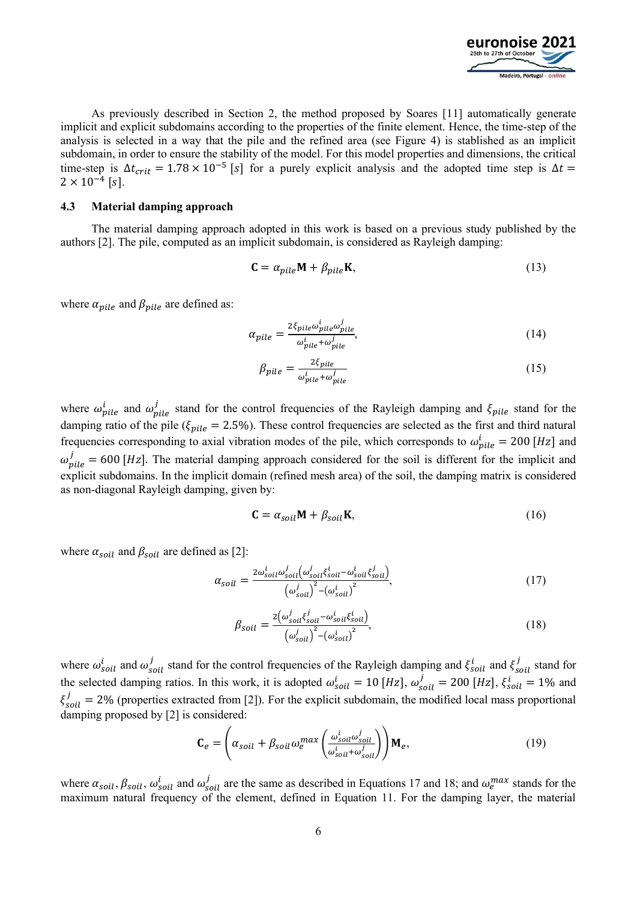As previously described in Section 2, the method proposed by Soares [11] automatically generate implicit and explicit subdomains according to the properties of the finite element. Hence, the time-step of the analysis is selected in a way that the pile and the refined area (see Figure 4) is stablished as an implicit subdomain, in order to ensure the stability of the model. For this model properties and dimensions, the critical time-step is $\Delta t_{crit} = 1.78 \times 10^{-5}$ $[s]$ for a purely explicit analysis and the adopted time step is $\Delta t = 2 \times 10^{-4}$ $[s]$.

### 4.3 Material damping approach

The material damping approach adopted in this work is based on a previous study published by the authors [2]. The pile, computed as an implicit subdomain, is considered as Rayleigh damping:

$$\mathbf{C} = \alpha_{pile}\mathbf{M} + \beta_{pile}\mathbf{K}, \tag{13}$$

where $\alpha_{pile}$ and $\beta_{pile}$ are defined as:

$$\alpha_{pile} = \frac{2\xi_{pile}\omega_{pile}^{i}\omega_{pile}^{j}}{\omega_{pile}^{i}+\omega_{pile}^{j}}, \tag{14}$$

$$\beta_{pile} = \frac{2\xi_{pile}}{\omega_{pile}^{i}+\omega_{pile}^{j}} \tag{15}$$

where $\omega_{pile}^{i}$ and $\omega_{pile}^{j}$ stand for the control frequencies of the Rayleigh damping and $\xi_{pile}$ stand for the damping ratio of the pile ($\xi_{pile} = 2.5\%$). These control frequencies are selected as the first and third natural frequencies corresponding to axial vibration modes of the pile, which corresponds to $\omega_{pile}^{i} = 200$ $[Hz]$ and $\omega_{pile}^{j} = 600$ $[Hz]$. The material damping approach considered for the soil is different for the implicit and explicit subdomains. In the implicit domain (refined mesh area) of the soil, the damping matrix is considered as non-diagonal Rayleigh damping, given by:

$$\mathbf{C} = \alpha_{soil}\mathbf{M} + \beta_{soil}\mathbf{K}, \tag{16}$$

where $\alpha_{soil}$ and $\beta_{soil}$ are defined as [2]:

$$\alpha_{soil} = \frac{2\omega_{soil}^{i}\omega_{soil}^{j}\left(\omega_{soil}^{j}\xi_{soil}^{i}-\omega_{soil}^{i}\xi_{soil}^{j}\right)}{\left(\omega_{soil}^{j}\right)^{2}-\left(\omega_{soil}^{i}\right)^{2}}, \tag{17}$$

$$\beta_{soil} = \frac{2\left(\omega_{soil}^{j}\xi_{soil}^{j}-\omega_{soil}^{i}\xi_{soil}^{i}\right)}{\left(\omega_{soil}^{j}\right)^{2}-\left(\omega_{soil}^{i}\right)^{2}}, \tag{18}$$

where $\omega_{soil}^{i}$ and $\omega_{soil}^{j}$ stand for the control frequencies of the Rayleigh damping and $\xi_{soil}^{i}$ and $\xi_{soil}^{j}$ stand for the selected damping ratios. In this work, it is adopted $\omega_{soil}^{i} = 10$ $[Hz]$, $\omega_{soil}^{j} = 200$ $[Hz]$, $\xi_{soil}^{i} = 1\%$ and $\xi_{soil}^{j} = 2\%$ (properties extracted from [2]). For the explicit subdomain, the modified local mass proportional damping proposed by [2] is considered:

$$\mathbf{C}_{e} = \left(\alpha_{soil} + \beta_{soil}\,\omega_{e}^{max}\left(\frac{\omega_{soil}^{i}\omega_{soil}^{j}}{\omega_{soil}^{i}+\omega_{soil}^{j}}\right)\right)\mathbf{M}_{e}, \tag{19}$$

where $\alpha_{soil}$, $\beta_{soil}$, $\omega_{soil}^{i}$ and $\omega_{soil}^{j}$ are the same as described in Equations 17 and 18; and $\omega_{e}^{max}$ stands for the maximum natural frequency of the element, defined in Equation 11. For the damping layer, the material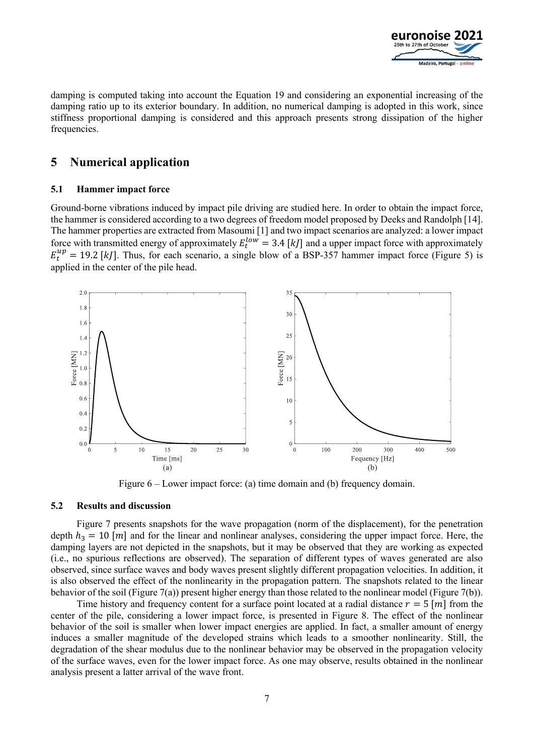damping is computed taking into account the Equation 19 and considering an exponential increasing of the damping ratio up to its exterior boundary. In addition, no numerical damping is adopted in this work, since stiffness proportional damping is considered and this approach presents strong dissipation of the higher frequencies.

# 5 Numerical application

## 5.1 Hammer impact force

Ground-borne vibrations induced by impact pile driving are studied here. In order to obtain the impact force, the hammer is considered according to a two degrees of freedom model proposed by Deeks and Randolph [14]. The hammer properties are extracted from Masoumi [1] and two impact scenarios are analyzed: a lower impact force with transmitted energy of approximately $E_t^{low} = 3.4$ $[kJ]$ and a upper impact force with approximately $E_t^{up} = 19.2$ $[kJ]$. Thus, for each scenario, a single blow of a BSP-357 hammer impact force (Figure 5) is applied in the center of the pile head.

Figure 6 – Lower impact force: (a) time domain and (b) frequency domain.

## 5.2 Results and discussion

Figure 7 presents snapshots for the wave propagation (norm of the displacement), for the penetration depth $h_3 = 10$ $[m]$ and for the linear and nonlinear analyses, considering the upper impact force. Here, the damping layers are not depicted in the snapshots, but it may be observed that they are working as expected (i.e., no spurious reflections are observed). The separation of different types of waves generated are also observed, since surface waves and body waves present slightly different propagation velocities. In addition, it is also observed the effect of the nonlinearity in the propagation pattern. The snapshots related to the linear behavior of the soil (Figure 7(a)) present higher energy than those related to the nonlinear model (Figure 7(b)).

Time history and frequency content for a surface point located at a radial distance $r = 5$ $[m]$ from the center of the pile, considering a lower impact force, is presented in Figure 8. The effect of the nonlinear behavior of the soil is smaller when lower impact energies are applied. In fact, a smaller amount of energy induces a smaller magnitude of the developed strains which leads to a smoother nonlinearity. Still, the degradation of the shear modulus due to the nonlinear behavior may be observed in the propagation velocity of the surface waves, even for the lower impact force. As one may observe, results obtained in the nonlinear analysis present a latter arrival of the wave front.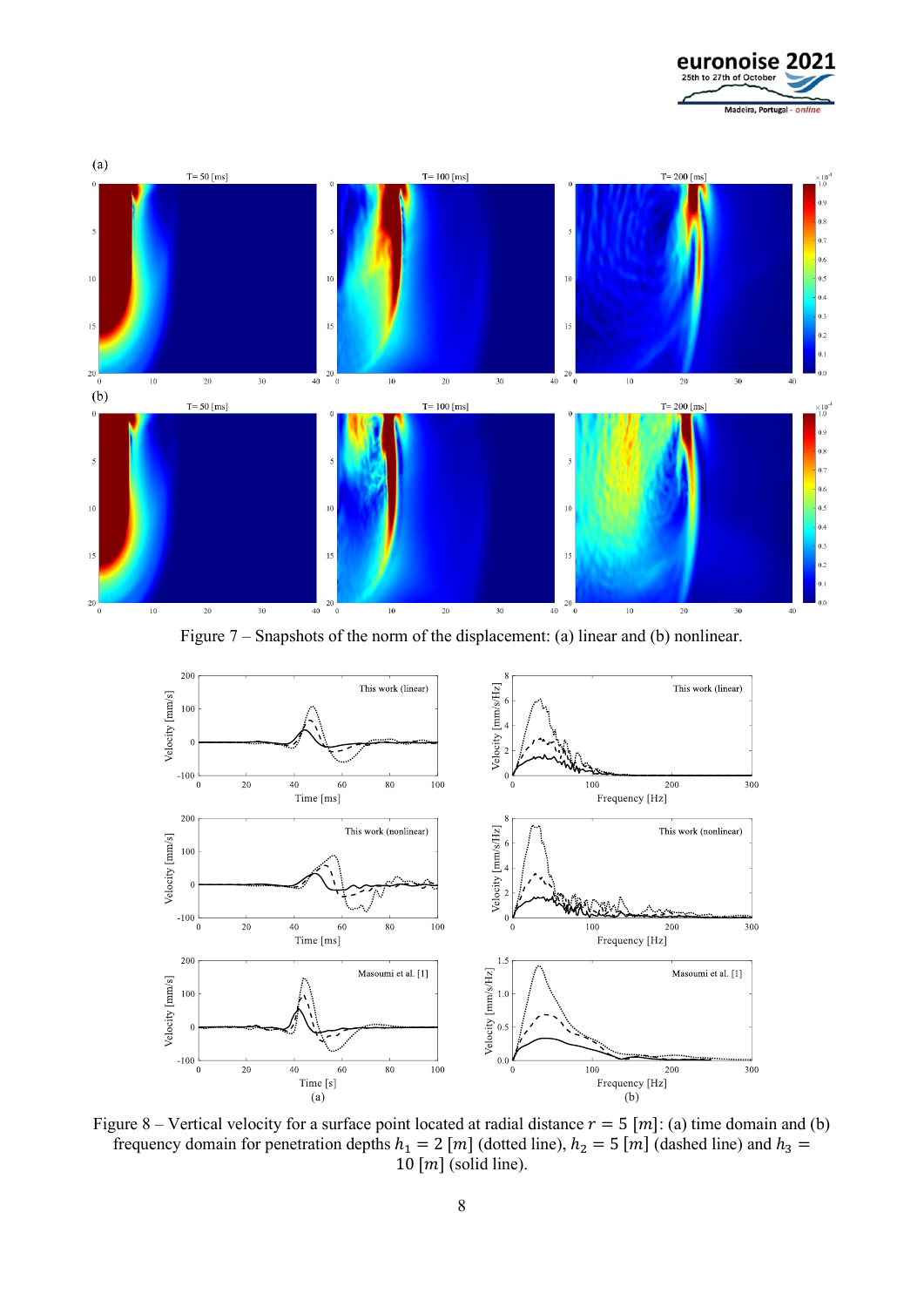Figure 7 – Snapshots of the norm of the displacement: (a) linear and (b) nonlinear.

Figure 8 – Vertical velocity for a surface point located at radial distance $r = 5$ $[m]$: (a) time domain and (b) frequency domain for penetration depths $h_1 = 2$ $[m]$ (dotted line), $h_2 = 5$ $[m]$ (dashed line) and $h_3 = 10$ $[m]$ (solid line).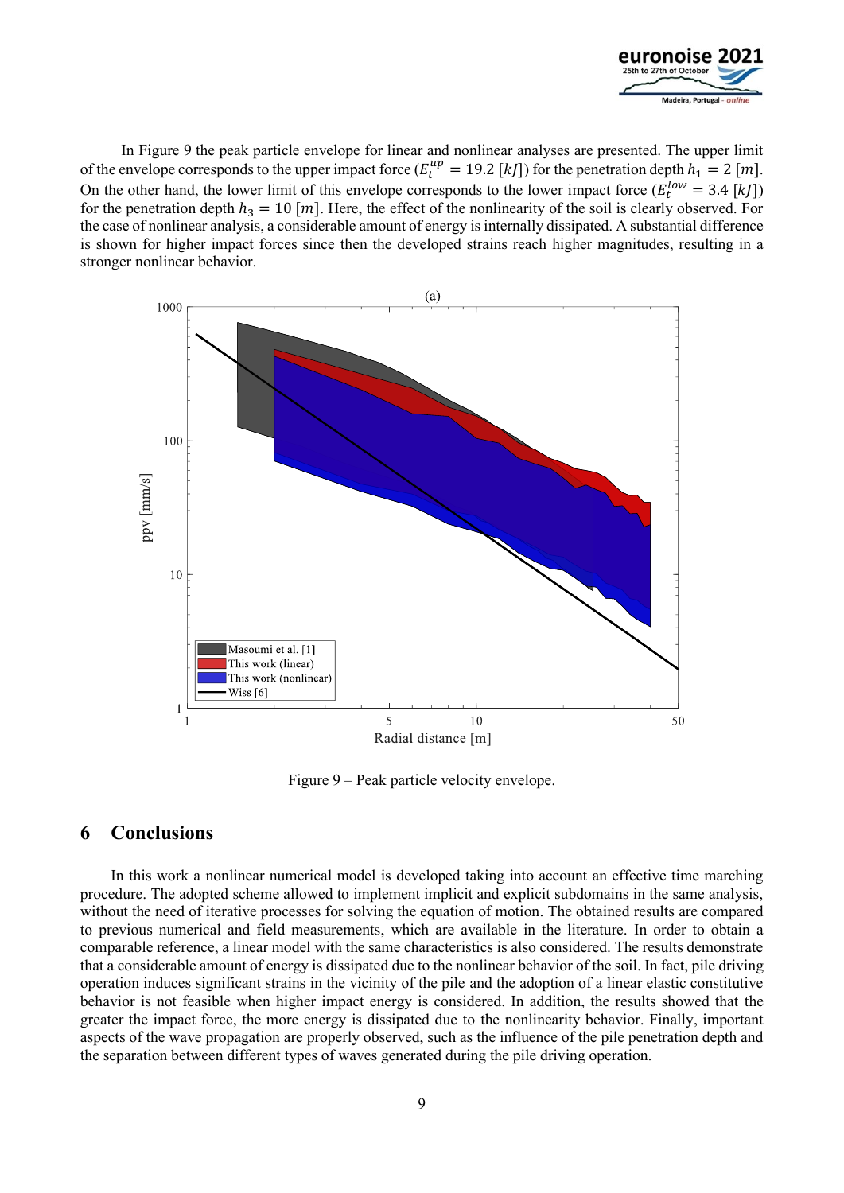In Figure 9 the peak particle envelope for linear and nonlinear analyses are presented. The upper limit of the envelope corresponds to the upper impact force ($E_t^{up} = 19.2$ [$kJ$]) for the penetration depth $h_1 = 2$ [$m$]. On the other hand, the lower limit of this envelope corresponds to the lower impact force ($E_t^{low} = 3.4$ [$kJ$]) for the penetration depth $h_3 = 10$ [$m$]. Here, the effect of the nonlinearity of the soil is clearly observed. For the case of nonlinear analysis, a considerable amount of energy is internally dissipated. A substantial difference is shown for higher impact forces since then the developed strains reach higher magnitudes, resulting in a stronger nonlinear behavior.

Figure 9 – Peak particle velocity envelope.

## 6 Conclusions

In this work a nonlinear numerical model is developed taking into account an effective time marching procedure. The adopted scheme allowed to implement implicit and explicit subdomains in the same analysis, without the need of iterative processes for solving the equation of motion. The obtained results are compared to previous numerical and field measurements, which are available in the literature. In order to obtain a comparable reference, a linear model with the same characteristics is also considered. The results demonstrate that a considerable amount of energy is dissipated due to the nonlinear behavior of the soil. In fact, pile driving operation induces significant strains in the vicinity of the pile and the adoption of a linear elastic constitutive behavior is not feasible when higher impact energy is considered. In addition, the results showed that the greater the impact force, the more energy is dissipated due to the nonlinearity behavior. Finally, important aspects of the wave propagation are properly observed, such as the influence of the pile penetration depth and the separation between different types of waves generated during the pile driving operation.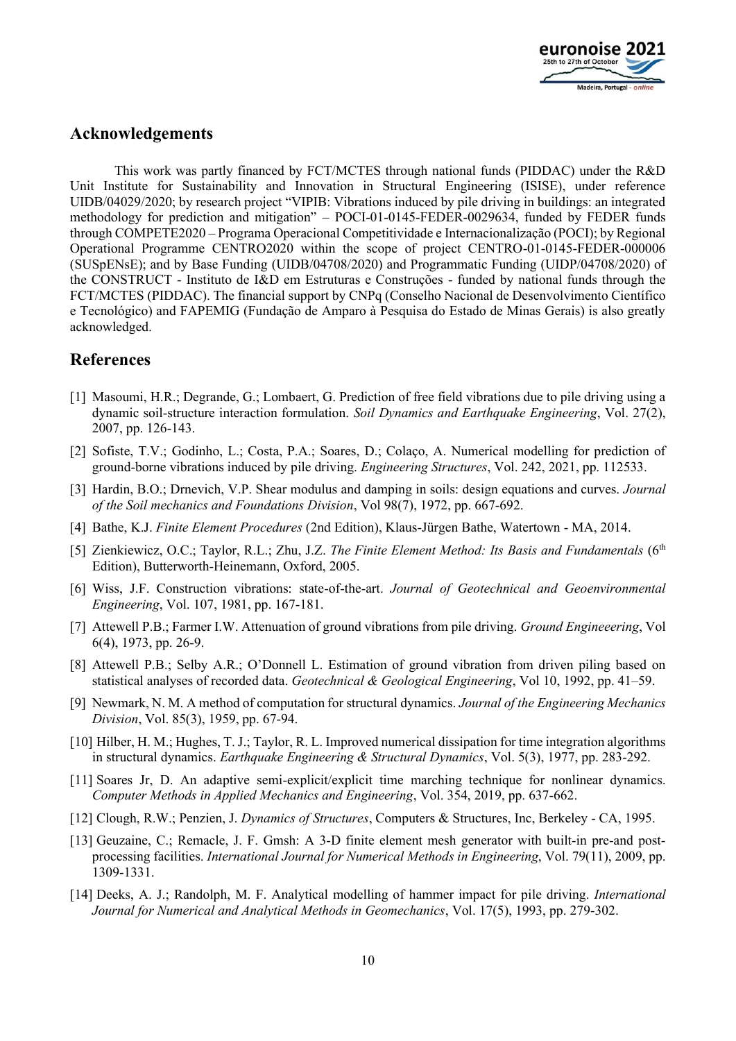## Acknowledgements

This work was partly financed by FCT/MCTES through national funds (PIDDAC) under the R&D Unit Institute for Sustainability and Innovation in Structural Engineering (ISISE), under reference UIDB/04029/2020; by research project "VIPIB: Vibrations induced by pile driving in buildings: an integrated methodology for prediction and mitigation" – POCI-01-0145-FEDER-0029634, funded by FEDER funds through COMPETE2020 – Programa Operacional Competitividade e Internacionalização (POCI); by Regional Operational Programme CENTRO2020 within the scope of project CENTRO-01-0145-FEDER-000006 (SUSpENsE); and by Base Funding (UIDB/04708/2020) and Programmatic Funding (UIDP/04708/2020) of the CONSTRUCT - Instituto de I&D em Estruturas e Construções - funded by national funds through the FCT/MCTES (PIDDAC). The financial support by CNPq (Conselho Nacional de Desenvolvimento Científico e Tecnológico) and FAPEMIG (Fundação de Amparo à Pesquisa do Estado de Minas Gerais) is also greatly acknowledged.

## References

[1] Masoumi, H.R.; Degrande, G.; Lombaert, G. Prediction of free field vibrations due to pile driving using a dynamic soil-structure interaction formulation. *Soil Dynamics and Earthquake Engineering*, Vol. 27(2), 2007, pp. 126-143.

[2] Sofiste, T.V.; Godinho, L.; Costa, P.A.; Soares, D.; Colaço, A. Numerical modelling for prediction of ground-borne vibrations induced by pile driving. *Engineering Structures*, Vol. 242, 2021, pp. 112533.

[3] Hardin, B.O.; Drnevich, V.P. Shear modulus and damping in soils: design equations and curves. *Journal of the Soil mechanics and Foundations Division*, Vol 98(7), 1972, pp. 667-692.

[4] Bathe, K.J. *Finite Element Procedures* (2nd Edition), Klaus-Jürgen Bathe, Watertown - MA, 2014.

[5] Zienkiewicz, O.C.; Taylor, R.L.; Zhu, J.Z. *The Finite Element Method: Its Basis and Fundamentals* (6th Edition), Butterworth-Heinemann, Oxford, 2005.

[6] Wiss, J.F. Construction vibrations: state-of-the-art. *Journal of Geotechnical and Geoenvironmental Engineering*, Vol. 107, 1981, pp. 167-181.

[7] Attewell P.B.; Farmer I.W. Attenuation of ground vibrations from pile driving. *Ground Engineeering*, Vol 6(4), 1973, pp. 26-9.

[8] Attewell P.B.; Selby A.R.; O'Donnell L. Estimation of ground vibration from driven piling based on statistical analyses of recorded data. *Geotechnical & Geological Engineering*, Vol 10, 1992, pp. 41–59.

[9] Newmark, N. M. A method of computation for structural dynamics. *Journal of the Engineering Mechanics Division*, Vol. 85(3), 1959, pp. 67-94.

[10] Hilber, H. M.; Hughes, T. J.; Taylor, R. L. Improved numerical dissipation for time integration algorithms in structural dynamics. *Earthquake Engineering & Structural Dynamics*, Vol. 5(3), 1977, pp. 283-292.

[11] Soares Jr, D. An adaptive semi-explicit/explicit time marching technique for nonlinear dynamics. *Computer Methods in Applied Mechanics and Engineering*, Vol. 354, 2019, pp. 637-662.

[12] Clough, R.W.; Penzien, J. *Dynamics of Structures*, Computers & Structures, Inc, Berkeley - CA, 1995.

[13] Geuzaine, C.; Remacle, J. F. Gmsh: A 3-D finite element mesh generator with built-in pre-and post-processing facilities. *International Journal for Numerical Methods in Engineering*, Vol. 79(11), 2009, pp. 1309-1331.

[14] Deeks, A. J.; Randolph, M. F. Analytical modelling of hammer impact for pile driving. *International Journal for Numerical and Analytical Methods in Geomechanics*, Vol. 17(5), 1993, pp. 279-302.